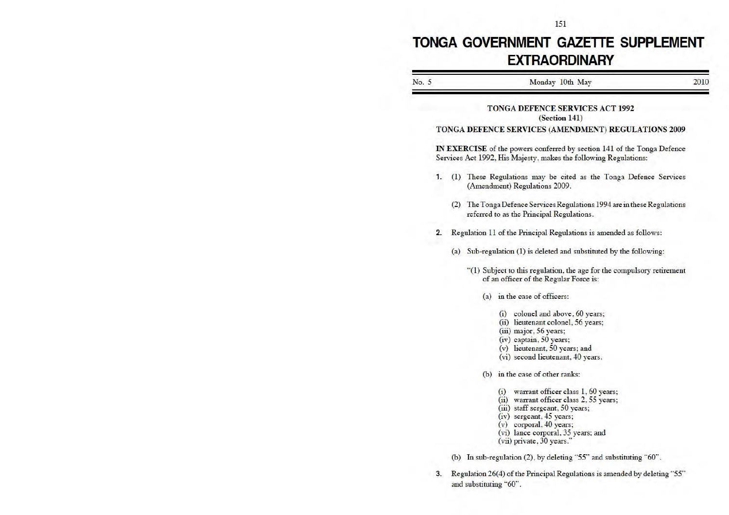# TONGA GOVERNMENT GAZETTE SUPPLEMENT EXTRAORDINARY

No. 5 Monday 10th May 2010

## TONGA DEFENCE SERVICES ACT 1992
**(Section 141)**

## TONGA DEFENCE SERVICES (AMENDMENT) REGULATIONS 2009

**IN EXERCISE** of the powers conferred by section 141 of the Tonga Defence Services Act 1992, His Majesty, makes the following Regulations:

**1.** (1) These Regulations may be cited as the Tonga Defence Services (Amendment) Regulations 2009.

(2) The Tonga Defence Services Regulations 1994 are in these Regulations referred to as the Principal Regulations.

**2.** Regulation 11 of the Principal Regulations is amended as follows:

(a) Sub-regulation (1) is deleted and substituted by the following:

"(1) Subject to this regulation, the age for the compulsory retirement of an officer of the Regular Force is:

(a) in the case of officers:

(i) colonel and above, 60 years;
(ii) lieutenant colonel, 56 years;
(iii) major, 56 years;
(iv) captain, 50 years;
(v) lieutenant, 50 years; and
(vi) second lieutenant, 40 years.

(b) in the case of other ranks:

(i) warrant officer class 1, 60 years;
(ii) warrant officer class 2, 55 years;
(iii) staff sergeant, 50 years;
(iv) sergeant, 45 years;
(v) corporal, 40 years;
(vi) lance corporal, 35 years; and
(vii) private, 30 years."

(b) In sub-regulation (2), by deleting "55" and substituting "60".

**3.** Regulation 26(4) of the Principal Regulations is amended by deleting "55" and substituting "60".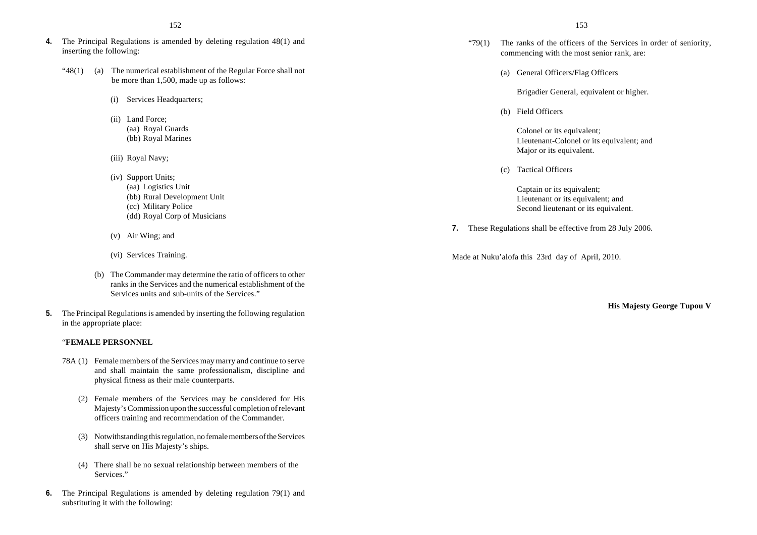**4.** The Principal Regulations is amended by deleting regulation 48(1) and inserting the following:

"48(1) (a) The numerical establishment of the Regular Force shall not be more than 1,500, made up as follows:

(i) Services Headquarters;

(ii) Land Force;
(aa) Royal Guards
(bb) Royal Marines

(iii) Royal Navy;

(iv) Support Units;
(aa) Logistics Unit
(bb) Rural Development Unit
(cc) Military Police
(dd) Royal Corp of Musicians

(v) Air Wing; and

(vi) Services Training.

(b) The Commander may determine the ratio of officers to other ranks in the Services and the numerical establishment of the Services units and sub-units of the Services."

**5.** The Principal Regulations is amended by inserting the following regulation in the appropriate place:

"**FEMALE PERSONNEL**

78A (1) Female members of the Services may marry and continue to serve and shall maintain the same professionalism, discipline and physical fitness as their male counterparts.

(2) Female members of the Services may be considered for His Majesty's Commission upon the successful completion of relevant officers training and recommendation of the Commander.

(3) Notwithstanding this regulation, no female members of the Services shall serve on His Majesty's ships.

(4) There shall be no sexual relationship between members of the Services."

**6.** The Principal Regulations is amended by deleting regulation 79(1) and substituting it with the following:

"79(1) The ranks of the officers of the Services in order of seniority, commencing with the most senior rank, are:

(a) General Officers/Flag Officers

Brigadier General, equivalent or higher.

(b) Field Officers

Colonel or its equivalent;
Lieutenant-Colonel or its equivalent; and
Major or its equivalent.

(c) Tactical Officers

Captain or its equivalent;
Lieutenant or its equivalent; and
Second lieutenant or its equivalent.

**7.** These Regulations shall be effective from 28 July 2006.

Made at Nuku'alofa this 23rd day of April, 2010.

**His Majesty George Tupou V**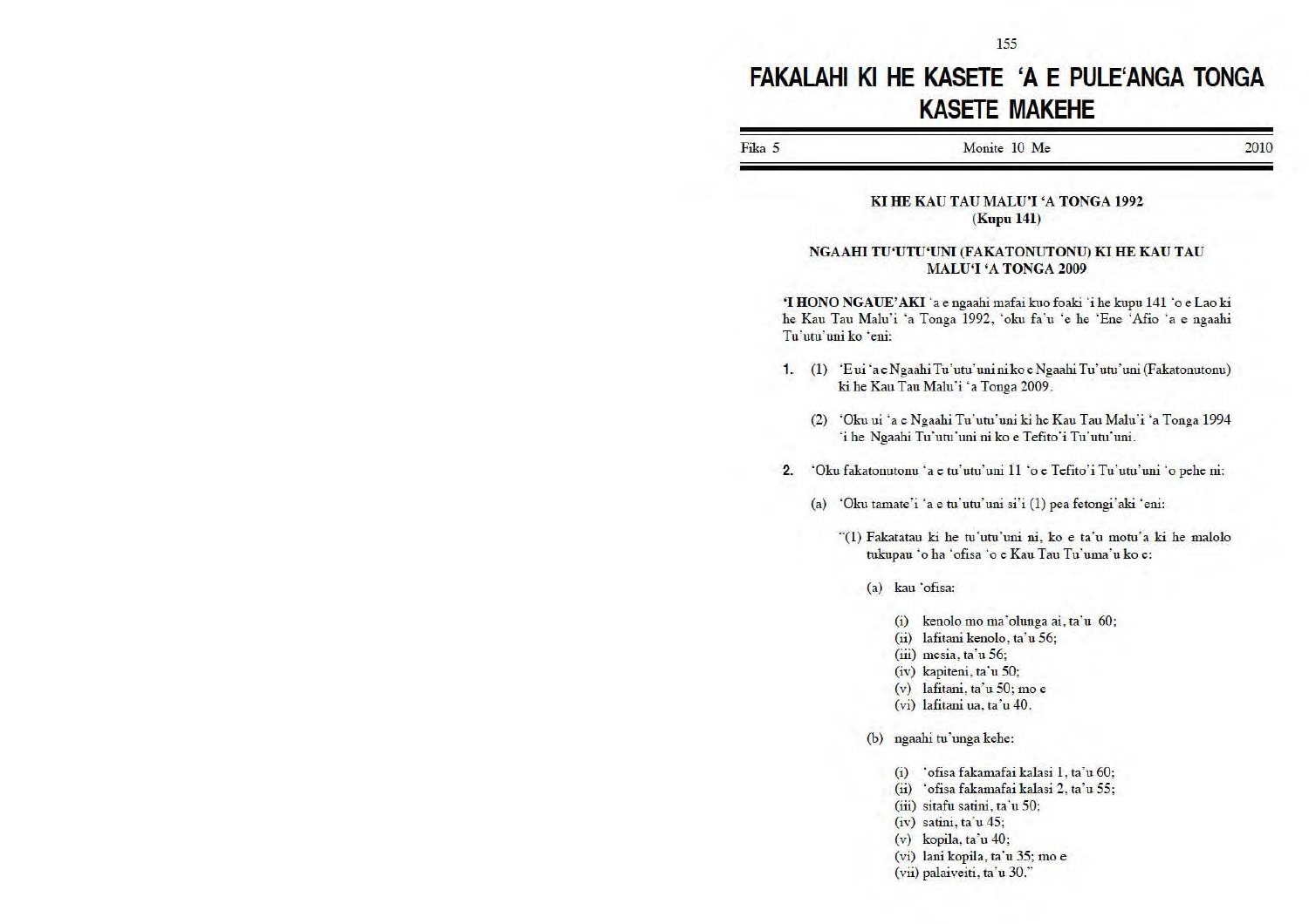# FAKALAHI KI HE KASETE 'A E PULE'ANGA TONGA
# KASETE MAKEHE

Fika 5 | Monite 10 Me | 2010

### KI HE KAU TAU MALU'I 'A TONGA 1992
**(Kupu 141)**

### NGAAHI TU'UTU'UNI (FAKATONUTONU) KI HE KAU TAU MALU'I 'A TONGA 2009

**'I HONO NGAUE'AKI** 'a e ngaahi mafai kuo foaki 'i he kupu 141 'o e Lao ki he Kau Tau Malu'i 'a Tonga 1992, 'oku fa'u 'e he 'Ene 'Afio 'a e ngaahi Tu'utu'uni ko 'eni:

**1.** (1) 'E ui 'a e Ngaahi Tu'utu'uni ni ko e Ngaahi Tu'utu'uni (Fakatonutonu) ki he Kau Tau Malu'i 'a Tonga 2009.

(2) 'Oku ui 'a e Ngaahi Tu'utu'uni ki he Kau Tau Malu'i 'a Tonga 1994 'i he Ngaahi Tu'utu'uni ni ko e Tefito'i Tu'utu'uni.

**2.** 'Oku fakatonutonu 'a e tu'utu'uni 11 'o e Tefito'i Tu'utu'uni 'o pehe ni:

(a) 'Oku tamate'i 'a e tu'utu'uni si'i (1) pea fetongi'aki 'eni:

"(1) Fakatatau ki he tu'utu'uni ni, ko e ta'u motu'a ki he malolo tukupau 'o ha 'ofisa 'o e Kau Tau Tu'uma'u ko e:

(a) kau 'ofisa:

(i) kenolo mo ma'olunga ai, ta'u 60;
(ii) lafitani kenolo, ta'u 56;
(iii) mesia, ta'u 56;
(iv) kapiteni, ta'u 50;
(v) lafitani, ta'u 50; mo e
(vi) lafitani ua, ta'u 40.

(b) ngaahi tu'unga kehe:

(i) 'ofisa fakamafai kalasi 1, ta'u 60;
(ii) 'ofisa fakamafai kalasi 2, ta'u 55;
(iii) sitafu satini, ta'u 50;
(iv) satini, ta'u 45;
(v) kopila, ta'u 40;
(vi) lani kopila, ta'u 35; mo e
(vii) palaiveiti, ta'u 30."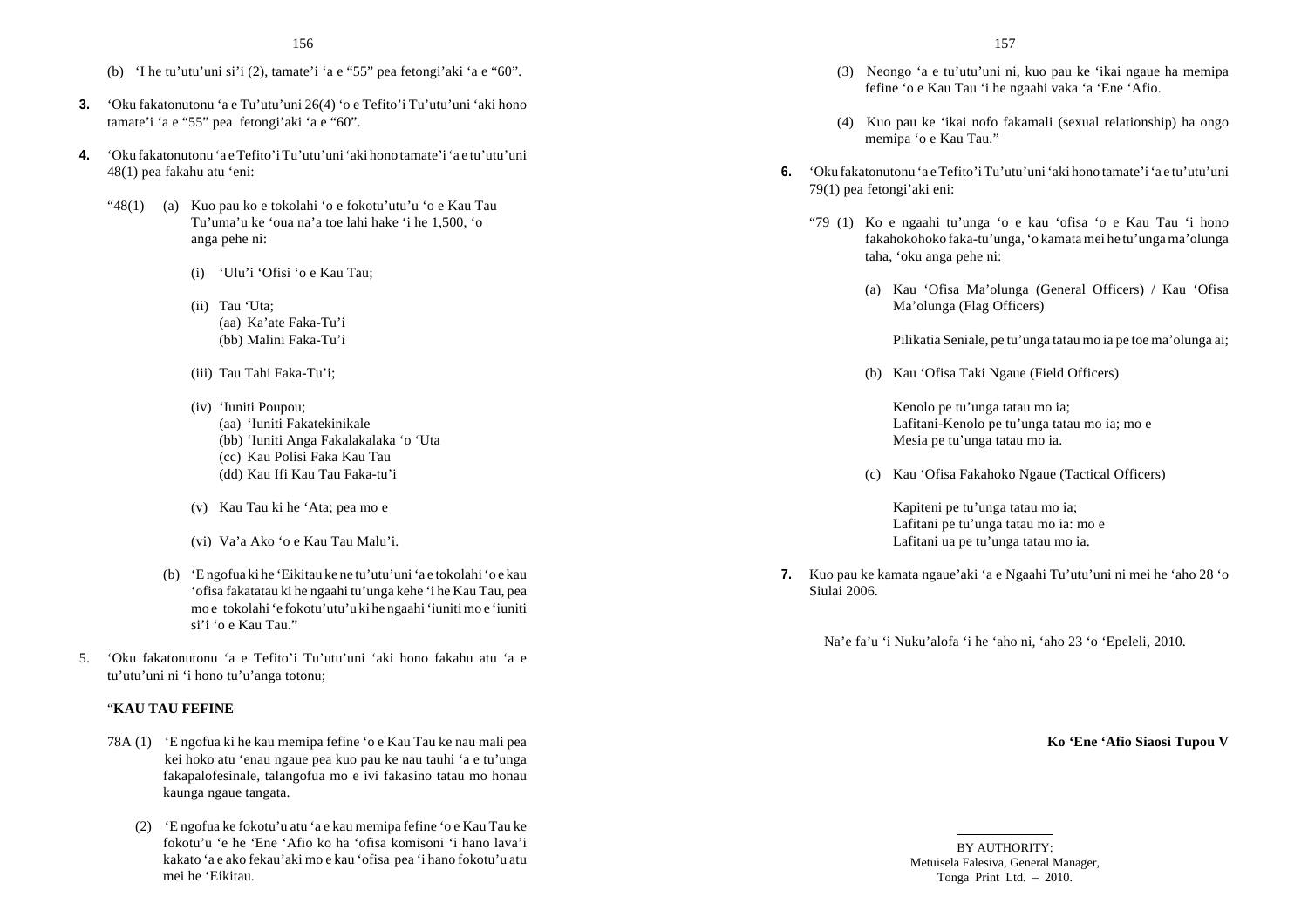(b) 'I he tu'utu'uni si'i (2), tamate'i 'a e "55" pea fetongi'aki 'a e "60".

**3.** 'Oku fakatonutonu 'a e Tu'utu'uni 26(4) 'o e Tefito'i Tu'utu'uni 'aki hono tamate'i 'a e "55" pea fetongi'aki 'a e "60".

**4.** 'Oku fakatonutonu 'a e Tefito'i Tu'utu'uni 'aki hono tamate'i 'a e tu'utu'uni 48(1) pea fakahu atu 'eni:

"48(1) (a) Kuo pau ko e tokolahi 'o e fokotu'utu'u 'o e Kau Tau Tu'uma'u ke 'oua na'a toe lahi hake 'i he 1,500, 'o anga pehe ni:

(i) 'Ulu'i 'Ofisi 'o e Kau Tau;

(ii) Tau 'Uta;
(aa) Ka'ate Faka-Tu'i
(bb) Malini Faka-Tu'i

(iii) Tau Tahi Faka-Tu'i;

(iv) 'Iuniti Poupou;
(aa) 'Iuniti Fakatekinikale
(bb) 'Iuniti Anga Fakalakalaka 'o 'Uta
(cc) Kau Polisi Faka Kau Tau
(dd) Kau Ifi Kau Tau Faka-tu'i

(v) Kau Tau ki he 'Ata; pea mo e

(vi) Va'a Ako 'o e Kau Tau Malu'i.

(b) 'E ngofua ki he 'Eikitau ke ne tu'utu'uni 'a e tokolahi 'o e kau 'ofisa fakatatau ki he ngaahi tu'unga kehe 'i he Kau Tau, pea mo e tokolahi 'e fokotu'utu'u ki he ngaahi 'iuniti mo e 'iuniti si'i 'o e Kau Tau."

5. 'Oku fakatonutonu 'a e Tefito'i Tu'utu'uni 'aki hono fakahu atu 'a e tu'utu'uni ni 'i hono tu'u'anga totonu;

"**KAU TAU FEFINE**

78A (1) 'E ngofua ki he kau memipa fefine 'o e Kau Tau ke nau mali pea kei hoko atu 'enau ngaue pea kuo pau ke nau tauhi 'a e tu'unga fakapalofesinale, talangofua mo e ivi fakasino tatau mo honau kaunga ngaue tangata.

(2) 'E ngofua ke fokotu'u atu 'a e kau memipa fefine 'o e Kau Tau ke fokotu'u 'e he 'Ene 'Afio ko ha 'ofisa komisoni 'i hano lava'i kakato 'a e ako fekau'aki mo e kau 'ofisa pea 'i hano fokotu'u atu mei he 'Eikitau.

(3) Neongo 'a e tu'utu'uni ni, kuo pau ke 'ikai ngaue ha memipa fefine 'o e Kau Tau 'i he ngaahi vaka 'a 'Ene 'Afio.

(4) Kuo pau ke 'ikai nofo fakamali (sexual relationship) ha ongo memipa 'o e Kau Tau."

**6.** 'Oku fakatonutonu 'a e Tefito'i Tu'utu'uni 'aki hono tamate'i 'a e tu'utu'uni 79(1) pea fetongi'aki eni:

"79 (1) Ko e ngaahi tu'unga 'o e kau 'ofisa 'o e Kau Tau 'i hono fakahokohoko faka-tu'unga, 'o kamata mei he tu'unga ma'olunga taha, 'oku anga pehe ni:

(a) Kau 'Ofisa Ma'olunga (General Officers) / Kau 'Ofisa Ma'olunga (Flag Officers)

Pilikatia Seniale, pe tu'unga tatau mo ia pe toe ma'olunga ai;

(b) Kau 'Ofisa Taki Ngaue (Field Officers)

Kenolo pe tu'unga tatau mo ia;
Lafitani-Kenolo pe tu'unga tatau mo ia; mo e
Mesia pe tu'unga tatau mo ia.

(c) Kau 'Ofisa Fakahoko Ngaue (Tactical Officers)

Kapiteni pe tu'unga tatau mo ia;
Lafitani pe tu'unga tatau mo ia: mo e
Lafitani ua pe tu'unga tatau mo ia.

**7.** Kuo pau ke kamata ngaue'aki 'a e Ngaahi Tu'utu'uni ni mei he 'aho 28 'o Siulai 2006.

Na'e fa'u 'i Nuku'alofa 'i he 'aho ni, 'aho 23 'o 'Epeleli, 2010.

**Ko 'Ene 'Afio Siaosi Tupou V**

BY AUTHORITY:
Metuisela Falesiva, General Manager,
Tonga Print Ltd. – 2010.